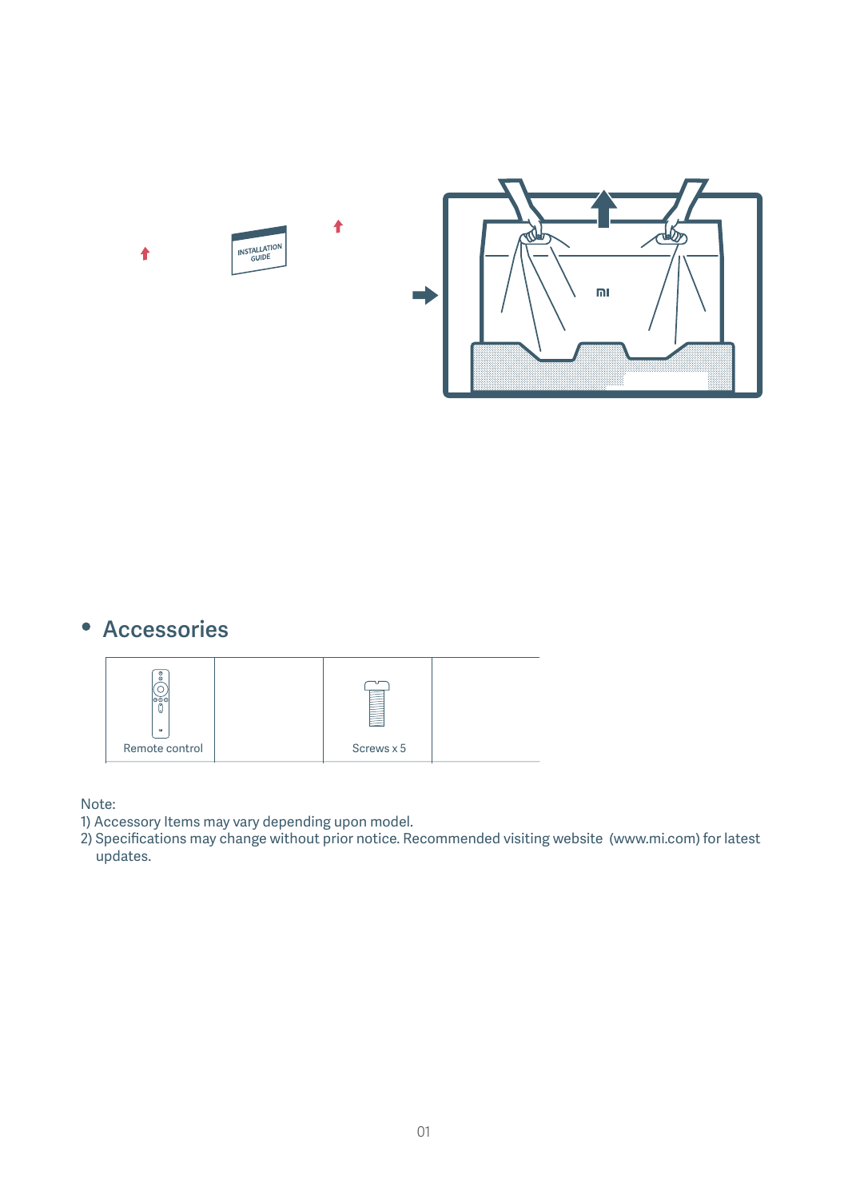## Accessories

| | | | |
|---|---|---|---|
| Remote control | | Screws x 5 | |

Note:

1) Accessory Items may vary depending upon model.
2) Specifications may change without prior notice. Recommended visiting website (www.mi.com) for latest updates.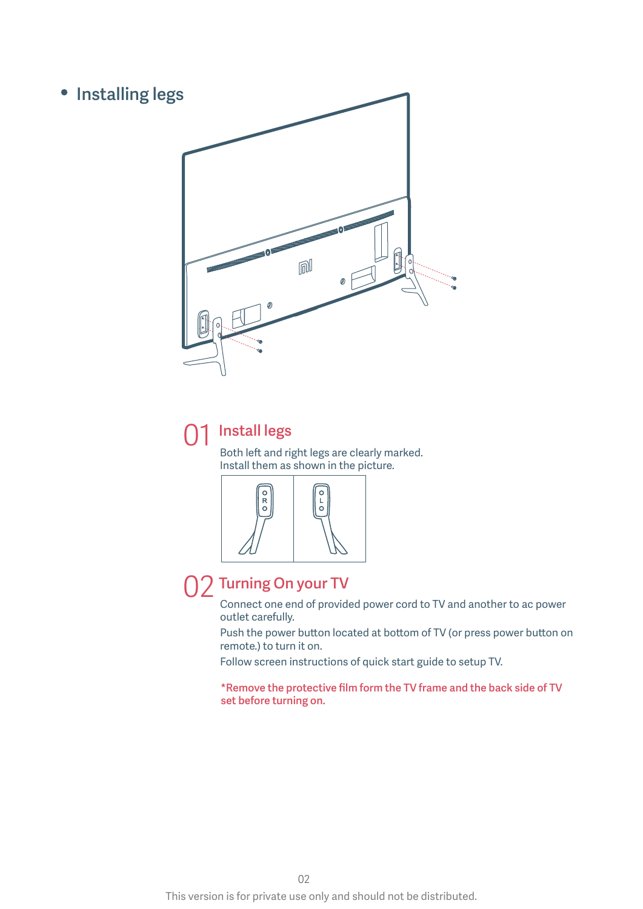- Installing legs

## 01 Install legs

Both left and right legs are clearly marked.
Install them as shown in the picture.

## 02 Turning On your TV

Connect one end of provided power cord to TV and another to ac power outlet carefully.

Push the power button located at bottom of TV (or press power button on remote.) to turn it on.

Follow screen instructions of quick start guide to setup TV.

*Remove the protective film form the TV frame and the back side of TV set before turning on.

This version is for private use only and should not be distributed.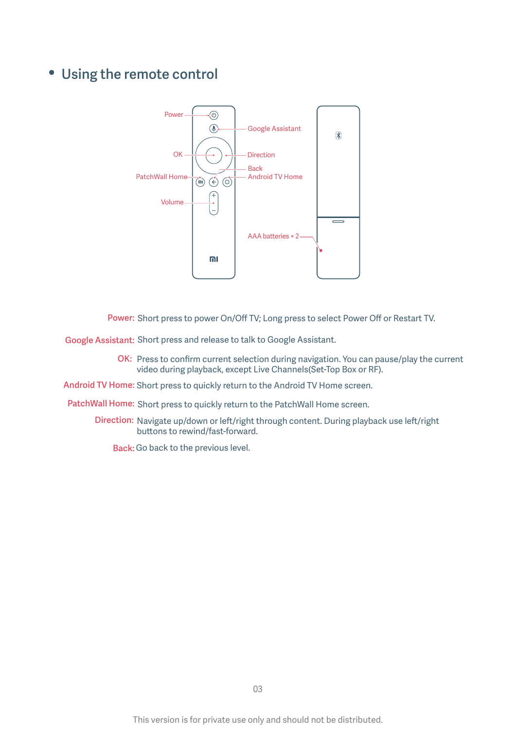## Using the remote control

Power

Google Assistant

OK

Direction

Back

PatchWall Home

Android TV Home

Volume

AAA batteries × 2

**Power:** Short press to power On/Off TV; Long press to select Power Off or Restart TV.

**Google Assistant:** Short press and release to talk to Google Assistant.

**OK:** Press to confirm current selection during navigation. You can pause/play the current video during playback, except Live Channels(Set-Top Box or RF).

**Android TV Home:** Short press to quickly return to the Android TV Home screen.

**PatchWall Home:** Short press to quickly return to the PatchWall Home screen.

**Direction:** Navigate up/down or left/right through content. During playback use left/right buttons to rewind/fast-forward.

**Back:** Go back to the previous level.

This version is for private use only and should not be distributed.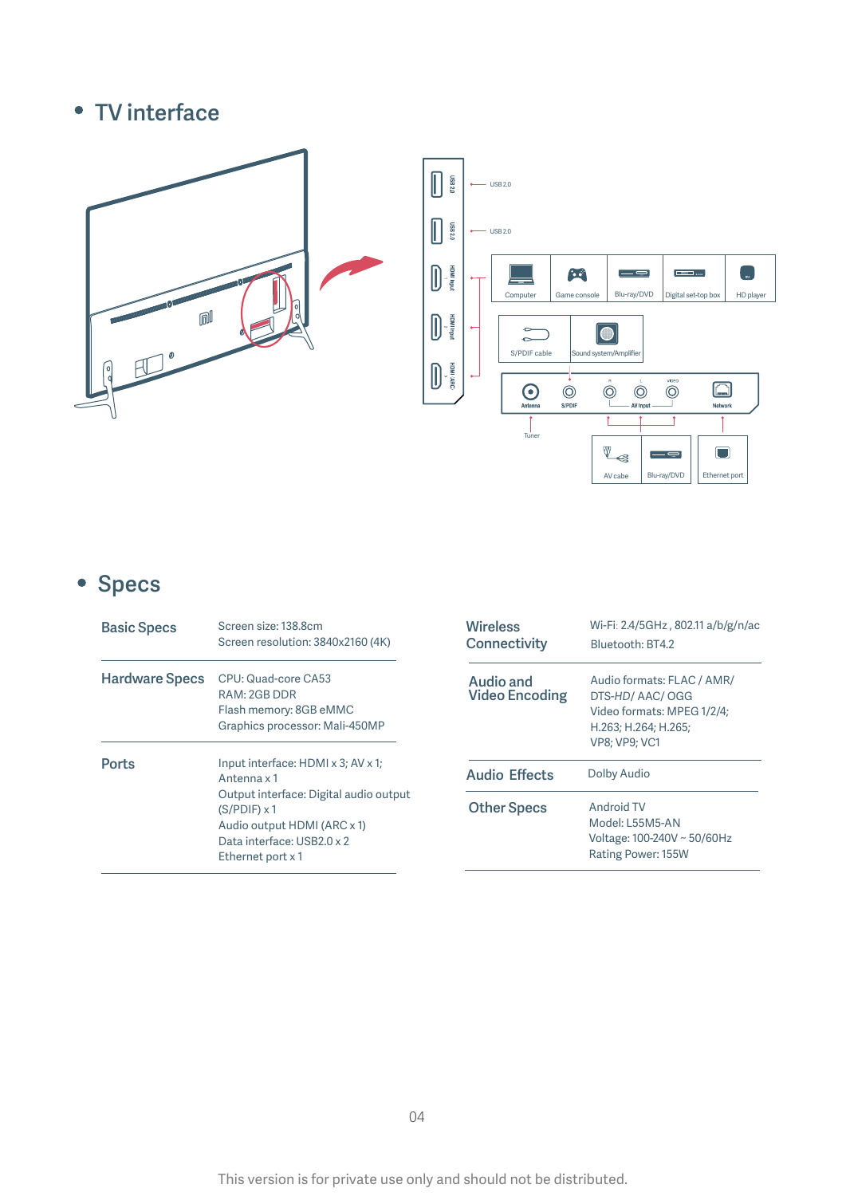## TV interface

USB 2.0

USB 2.0

HDMI Input

HDMI Input

HDMI (ARC)

Computer | Game console | Blu-ray/DVD | Digital set-top box | HD player

S/PDIF cable | Sound system/Amplifier

Antenna | S/PDIF | AV Input | Network

Tuner

AV cabe | Blu-ray/DVD | Ethernet port

## Specs

| | |
|---|---|
| **Basic Specs** | Screen size: 138.8cm<br>Screen resolution: 3840x2160 (4K) |
| **Hardware Specs** | CPU: Quad-core CA53<br>RAM: 2GB DDR<br>Flash memory: 8GB eMMC<br>Graphics processor: Mali-450MP |
| **Ports** | Input interface: HDMI x 3; AV x 1;<br>Antenna x 1<br>Output interface: Digital audio output (S/PDIF) x 1<br>Audio output HDMI (ARC x 1)<br>Data interface: USB2.0 x 2<br>Ethernet port x 1 |
| **Wireless Connectivity** | Wi-Fi: 2.4/5GHz , 802.11 a/b/g/n/ac<br>Bluetooth: BT4.2 |
| **Audio and Video Encoding** | Audio formats: FLAC / AMR/ DTS-HD/ AAC/ OGG<br>Video formats: MPEG 1/2/4; H.263; H.264; H.265; VP8; VP9; VC1 |
| **Audio Effects** | Dolby Audio |
| **Other Specs** | Android TV<br>Model: L55M5-AN<br>Voltage: 100-240V ~ 50/60Hz<br>Rating Power: 155W |

This version is for private use only and should not be distributed.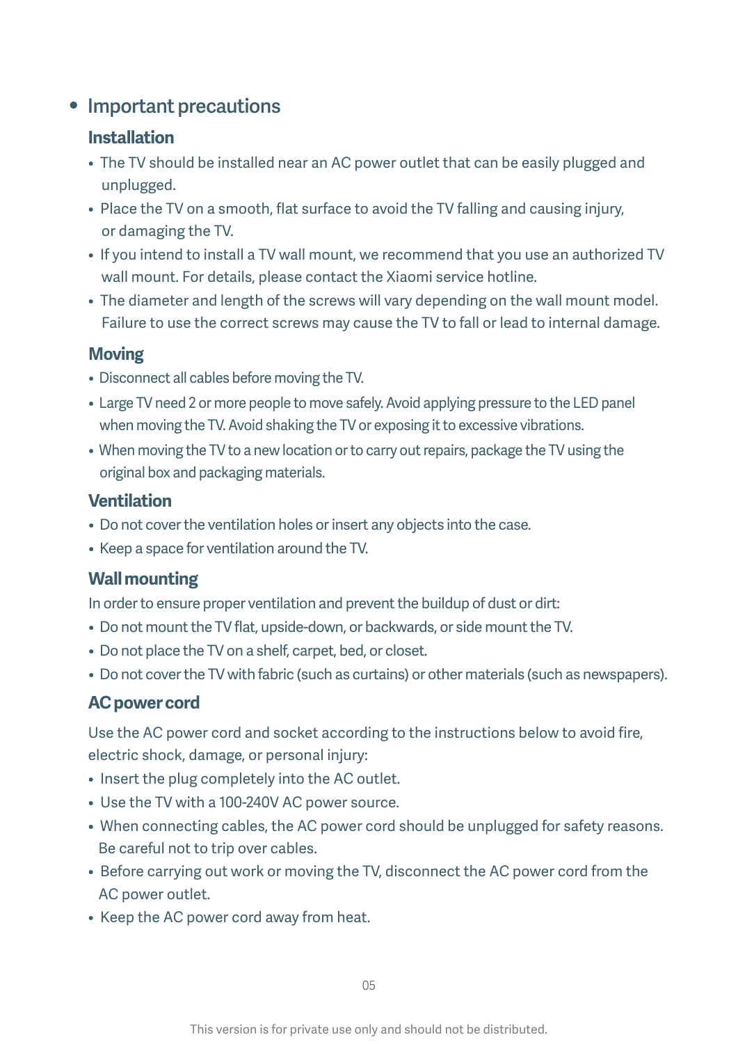- Important precautions

### Installation

- The TV should be installed near an AC power outlet that can be easily plugged and unplugged.
- Place the TV on a smooth, flat surface to avoid the TV falling and causing injury, or damaging the TV.
- If you intend to install a TV wall mount, we recommend that you use an authorized TV wall mount. For details, please contact the Xiaomi service hotline.
- The diameter and length of the screws will vary depending on the wall mount model. Failure to use the correct screws may cause the TV to fall or lead to internal damage.

### Moving

- Disconnect all cables before moving the TV.
- Large TV need 2 or more people to move safely. Avoid applying pressure to the LED panel when moving the TV. Avoid shaking the TV or exposing it to excessive vibrations.
- When moving the TV to a new location or to carry out repairs, package the TV using the original box and packaging materials.

### Ventilation

- Do not cover the ventilation holes or insert any objects into the case.
- Keep a space for ventilation around the TV.

### Wall mounting

In order to ensure proper ventilation and prevent the buildup of dust or dirt:

- Do not mount the TV flat, upside-down, or backwards, or side mount the TV.
- Do not place the TV on a shelf, carpet, bed, or closet.
- Do not cover the TV with fabric (such as curtains) or other materials (such as newspapers).

### AC power cord

Use the AC power cord and socket according to the instructions below to avoid fire, electric shock, damage, or personal injury:

- Insert the plug completely into the AC outlet.
- Use the TV with a 100-240V AC power source.
- When connecting cables, the AC power cord should be unplugged for safety reasons. Be careful not to trip over cables.
- Before carrying out work or moving the TV, disconnect the AC power cord from the AC power outlet.
- Keep the AC power cord away from heat.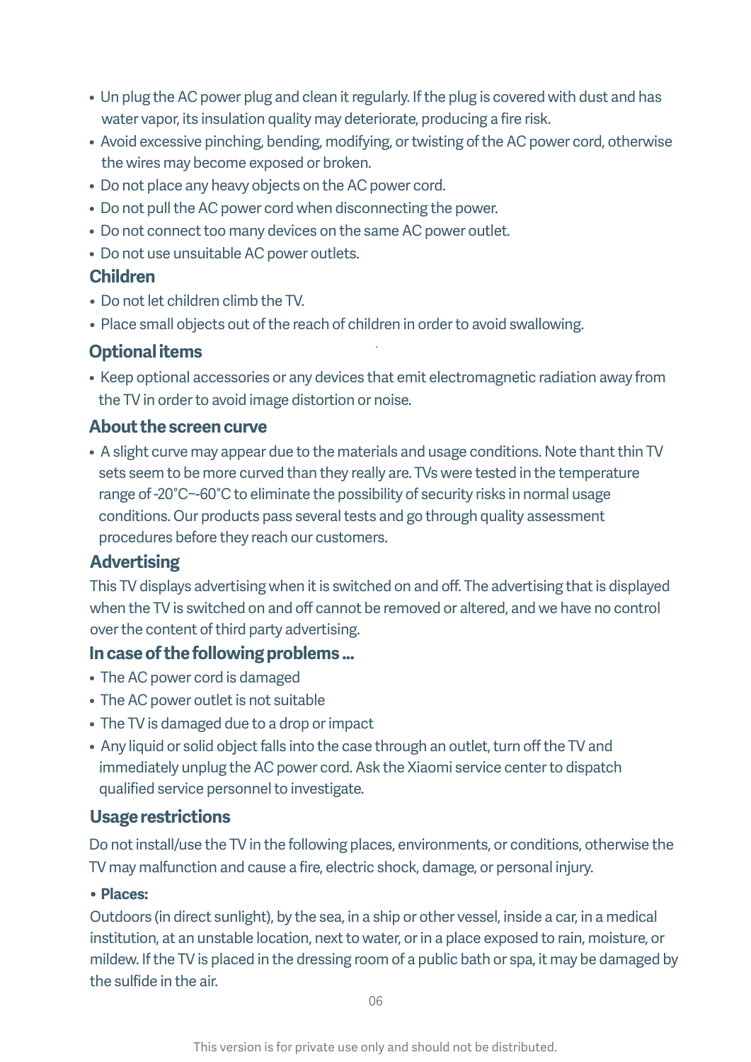- Un plug the AC power plug and clean it regularly. If the plug is covered with dust and has water vapor, its insulation quality may deteriorate, producing a fire risk.
- Avoid excessive pinching, bending, modifying, or twisting of the AC power cord, otherwise the wires may become exposed or broken.
- Do not place any heavy objects on the AC power cord.
- Do not pull the AC power cord when disconnecting the power.
- Do not connect too many devices on the same AC power outlet.
- Do not use unsuitable AC power outlets.

## Children

- Do not let children climb the TV.
- Place small objects out of the reach of children in order to avoid swallowing.

## Optional items

- Keep optional accessories or any devices that emit electromagnetic radiation away from the TV in order to avoid image distortion or noise.

## About the screen curve

- A slight curve may appear due to the materials and usage conditions. Note thant thin TV sets seem to be more curved than they really are. TVs were tested in the temperature range of -20°C~-60°C to eliminate the possibility of security risks in normal usage conditions. Our products pass several tests and go through quality assessment procedures before they reach our customers.

## Advertising

This TV displays advertising when it is switched on and off. The advertising that is displayed when the TV is switched on and off cannot be removed or altered, and we have no control over the content of third party advertising.

## In case of the following problems ...

- The AC power cord is damaged
- The AC power outlet is not suitable
- The TV is damaged due to a drop or impact
- Any liquid or solid object falls into the case through an outlet, turn off the TV and immediately unplug the AC power cord. Ask the Xiaomi service center to dispatch qualified service personnel to investigate.

## Usage restrictions

Do not install/use the TV in the following places, environments, or conditions, otherwise the TV may malfunction and cause a fire, electric shock, damage, or personal injury.

- **Places:**

Outdoors (in direct sunlight), by the sea, in a ship or other vessel, inside a car, in a medical institution, at an unstable location, next to water, or in a place exposed to rain, moisture, or mildew. If the TV is placed in the dressing room of a public bath or spa, it may be damaged by the sulfide in the air.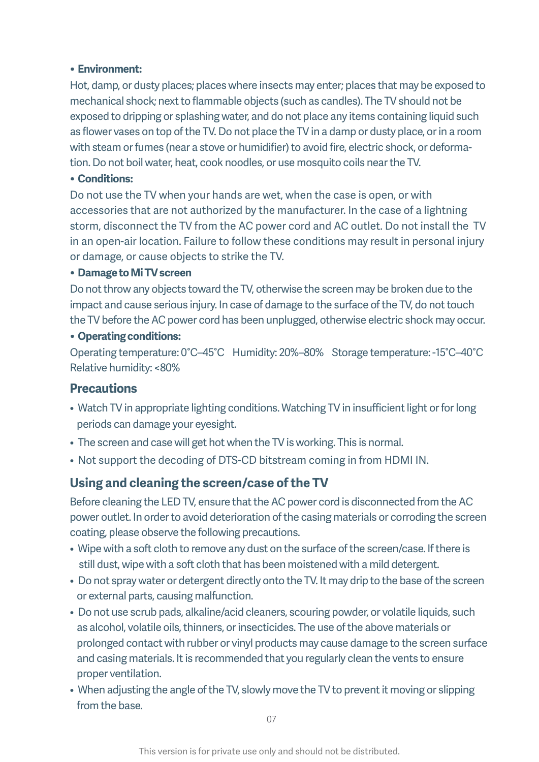- **Environment:**

Hot, damp, or dusty places; places where insects may enter; places that may be exposed to mechanical shock; next to flammable objects (such as candles). The TV should not be exposed to dripping or splashing water, and do not place any items containing liquid such as flower vases on top of the TV. Do not place the TV in a damp or dusty place, or in a room with steam or fumes (near a stove or humidifier) to avoid fire, electric shock, or deformation. Do not boil water, heat, cook noodles, or use mosquito coils near the TV.

- **Conditions:**

Do not use the TV when your hands are wet, when the case is open, or with accessories that are not authorized by the manufacturer. In the case of a lightning storm, disconnect the TV from the AC power cord and AC outlet. Do not install the TV in an open-air location. Failure to follow these conditions may result in personal injury or damage, or cause objects to strike the TV.

- **Damage to Mi TV screen**

Do not throw any objects toward the TV, otherwise the screen may be broken due to the impact and cause serious injury. In case of damage to the surface of the TV, do not touch the TV before the AC power cord has been unplugged, otherwise electric shock may occur.

- **Operating conditions:**

Operating temperature: 0°C–45°C   Humidity: 20%–80%   Storage temperature: -15°C–40°C
Relative humidity: <80%

## Precautions

- Watch TV in appropriate lighting conditions. Watching TV in insufficient light or for long periods can damage your eyesight.
- The screen and case will get hot when the TV is working. This is normal.
- Not support the decoding of DTS-CD bitstream coming in from HDMI IN.

## Using and cleaning the screen/case of the TV

Before cleaning the LED TV, ensure that the AC power cord is disconnected from the AC power outlet. In order to avoid deterioration of the casing materials or corroding the screen coating, please observe the following precautions.

- Wipe with a soft cloth to remove any dust on the surface of the screen/case. If there is still dust, wipe with a soft cloth that has been moistened with a mild detergent.
- Do not spray water or detergent directly onto the TV. It may drip to the base of the screen or external parts, causing malfunction.
- Do not use scrub pads, alkaline/acid cleaners, scouring powder, or volatile liquids, such as alcohol, volatile oils, thinners, or insecticides. The use of the above materials or prolonged contact with rubber or vinyl products may cause damage to the screen surface and casing materials. It is recommended that you regularly clean the vents to ensure proper ventilation.
- When adjusting the angle of the TV, slowly move the TV to prevent it moving or slipping from the base.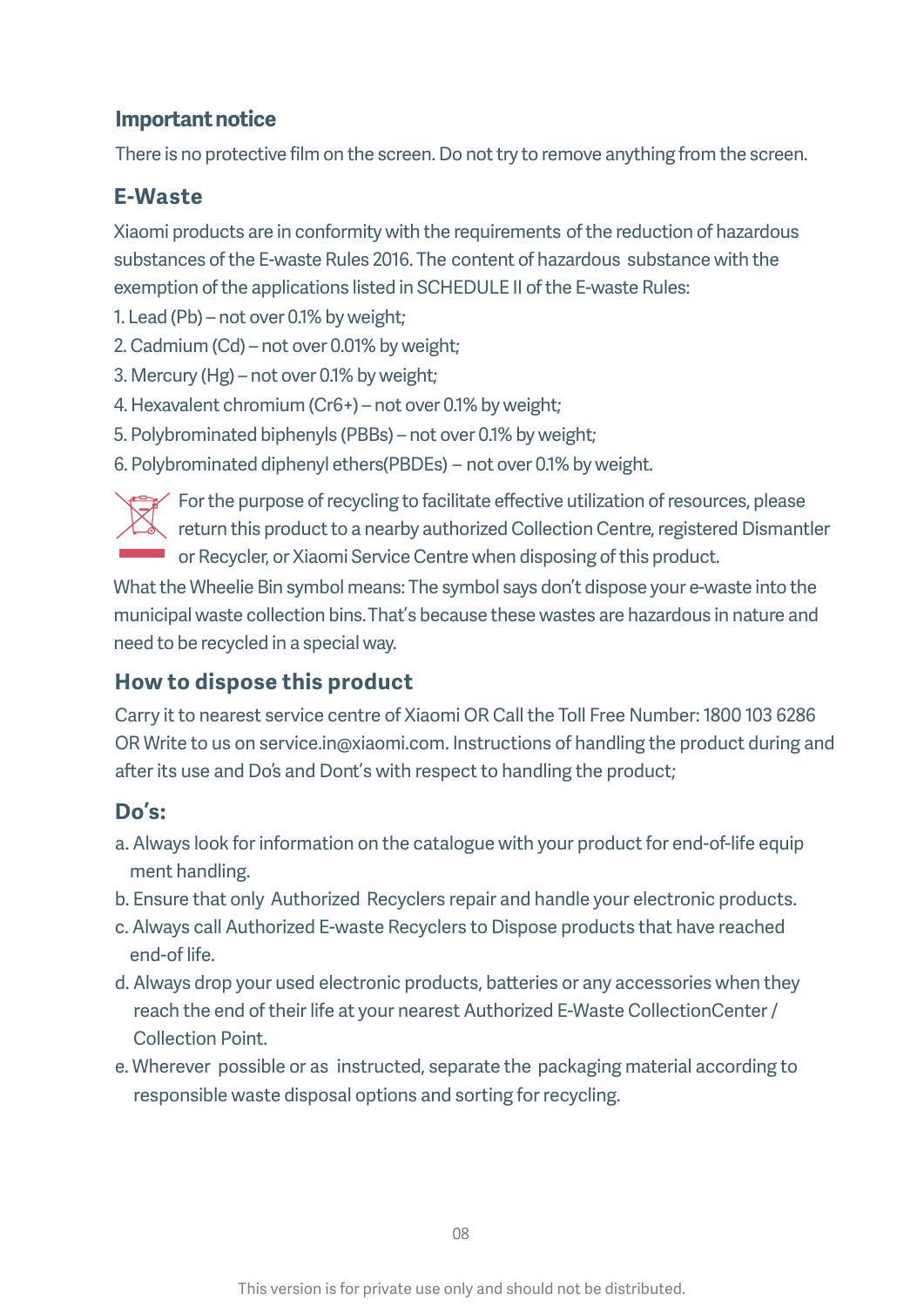## Important notice

There is no protective film on the screen. Do not try to remove anything from the screen.

## E-Waste

Xiaomi products are in conformity with the requirements of the reduction of hazardous substances of the E-waste Rules 2016. The content of hazardous substance with the exemption of the applications listed in SCHEDULE II of the E-waste Rules:

1. Lead (Pb) – not over 0.1% by weight;
2. Cadmium (Cd) – not over 0.01% by weight;
3. Mercury (Hg) – not over 0.1% by weight;
4. Hexavalent chromium (Cr6+) – not over 0.1% by weight;
5. Polybrominated biphenyls (PBBs) – not over 0.1% by weight;
6. Polybrominated diphenyl ethers(PBDEs) – not over 0.1% by weight.

For the purpose of recycling to facilitate effective utilization of resources, please return this product to a nearby authorized Collection Centre, registered Dismantler or Recycler, or Xiaomi Service Centre when disposing of this product.

What the Wheelie Bin symbol means: The symbol says don't dispose your e-waste into the municipal waste collection bins. That's because these wastes are hazardous in nature and need to be recycled in a special way.

## How to dispose this product

Carry it to nearest service centre of Xiaomi OR Call the Toll Free Number: 1800 103 6286 OR Write to us on service.in@xiaomi.com. Instructions of handling the product during and after its use and Do's and Dont's with respect to handling the product;

## Do's:

a. Always look for information on the catalogue with your product for end-of-life equip ment handling.

b. Ensure that only Authorized Recyclers repair and handle your electronic products.

c. Always call Authorized E-waste Recyclers to Dispose products that have reached end-of life.

d. Always drop your used electronic products, batteries or any accessories when they reach the end of their life at your nearest Authorized E-Waste CollectionCenter / Collection Point.

e. Wherever possible or as instructed, separate the packaging material according to responsible waste disposal options and sorting for recycling.

This version is for private use only and should not be distributed.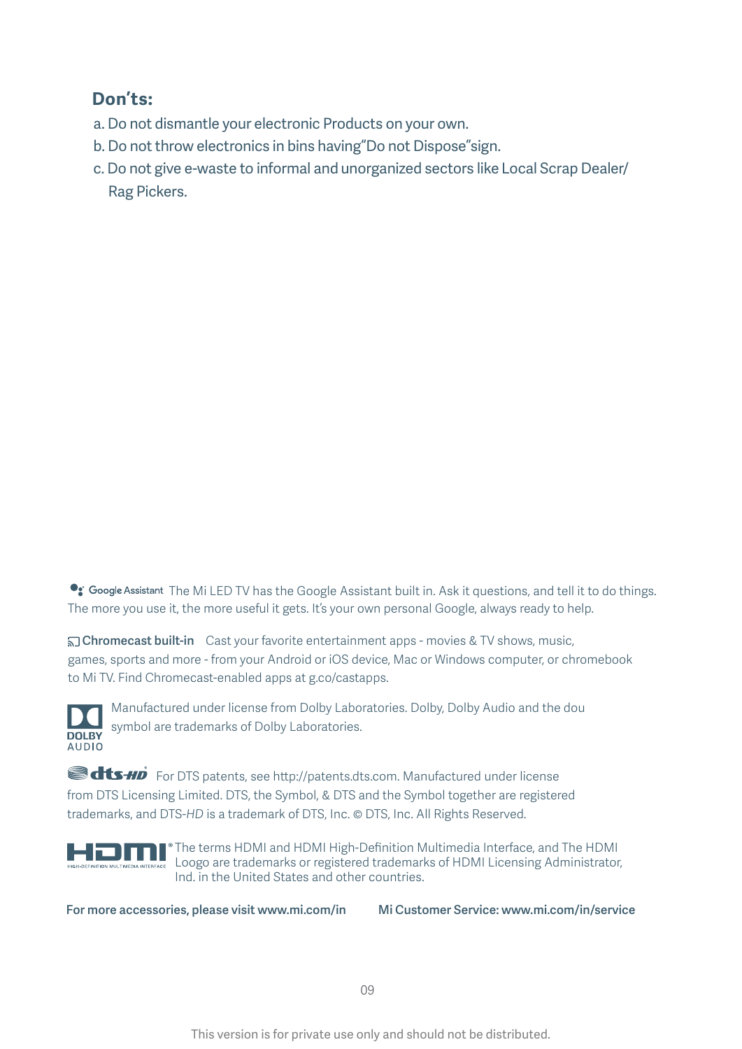## Don'ts:

a. Do not dismantle your electronic Products on your own.
b. Do not throw electronics in bins having"Do not Dispose"sign.
c. Do not give e-waste to informal and unorganized sectors like Local Scrap Dealer/ Rag Pickers.

Google Assistant The Mi LED TV has the Google Assistant built in. Ask it questions, and tell it to do things. The more you use it, the more useful it gets. It's your own personal Google, always ready to help.

**Chromecast built-in** Cast your favorite entertainment apps - movies & TV shows, music, games, sports and more - from your Android or iOS device, Mac or Windows computer, or chromebook to Mi TV. Find Chromecast-enabled apps at g.co/castapps.

DOLBY AUDIO

Manufactured under license from Dolby Laboratories. Dolby, Dolby Audio and the dou symbol are trademarks of Dolby Laboratories.

dts-HD For DTS patents, see http://patents.dts.com. Manufactured under license from DTS Licensing Limited. DTS, the Symbol, & DTS and the Symbol together are registered trademarks, and DTS-*HD* is a trademark of DTS, Inc. © DTS, Inc. All Rights Reserved.

HDMI HIGH-DEFINITION MULTIMEDIA INTERFACE

® The terms HDMI and HDMI High-Definition Multimedia Interface, and The HDMI Loogo are trademarks or registered trademarks of HDMI Licensing Administrator, Ind. in the United States and other countries.

For more accessories, please visit www.mi.com/in Mi Customer Service: www.mi.com/in/service

This version is for private use only and should not be distributed.